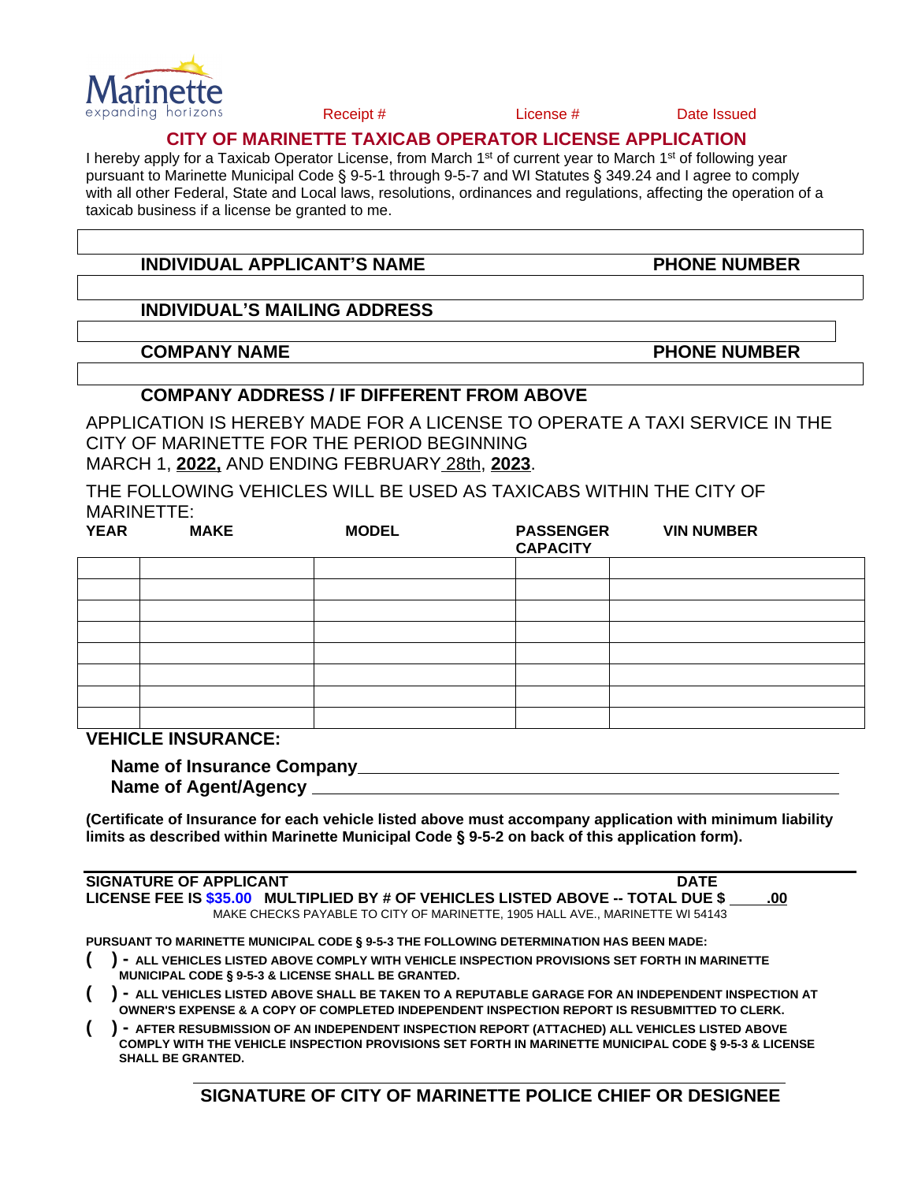Marinette
expanding horizons

Receipt # License # Date Issued

## CITY OF MARINETTE TAXICAB OPERATOR LICENSE APPLICATION

I hereby apply for a Taxicab Operator License, from March 1st of current year to March 1st of following year pursuant to Marinette Municipal Code § 9-5-1 through 9-5-7 and WI Statutes § 349.24 and I agree to comply with all other Federal, State and Local laws, resolutions, ordinances and regulations, affecting the operation of a taxicab business if a license be granted to me.

**INDIVIDUAL APPLICANT'S NAME** **PHONE NUMBER**

**INDIVIDUAL'S MAILING ADDRESS**

**COMPANY NAME** **PHONE NUMBER**

**COMPANY ADDRESS / IF DIFFERENT FROM ABOVE**

APPLICATION IS HEREBY MADE FOR A LICENSE TO OPERATE A TAXI SERVICE IN THE CITY OF MARINETTE FOR THE PERIOD BEGINNING MARCH 1, **2022,** AND ENDING FEBRUARY 28th, **2023**.

THE FOLLOWING VEHICLES WILL BE USED AS TAXICABS WITHIN THE CITY OF MARINETTE:

| YEAR | MAKE | MODEL | PASSENGER CAPACITY | VIN NUMBER |
|---|---|---|---|---|
| | | | | |
| | | | | |
| | | | | |
| | | | | |
| | | | | |
| | | | | |
| | | | | |
| | | | | |

**VEHICLE INSURANCE:**

**Name of Insurance Company** ____________________

**Name of Agent/Agency** ____________________

**(Certificate of Insurance for each vehicle listed above must accompany application with minimum liability limits as described within Marinette Municipal Code § 9-5-2 on back of this application form).**

**SIGNATURE OF APPLICANT** **DATE**

**LICENSE FEE IS $35.00 MULTIPLIED BY # OF VEHICLES LISTED ABOVE -- TOTAL DUE $ ____.00**

MAKE CHECKS PAYABLE TO CITY OF MARINETTE, 1905 HALL AVE., MARINETTE WI 54143

**PURSUANT TO MARINETTE MUNICIPAL CODE § 9-5-3 THE FOLLOWING DETERMINATION HAS BEEN MADE:**

- **( ) - ALL VEHICLES LISTED ABOVE COMPLY WITH VEHICLE INSPECTION PROVISIONS SET FORTH IN MARINETTE MUNICIPAL CODE § 9-5-3 & LICENSE SHALL BE GRANTED.**
- **( ) - ALL VEHICLES LISTED ABOVE SHALL BE TAKEN TO A REPUTABLE GARAGE FOR AN INDEPENDENT INSPECTION AT OWNER'S EXPENSE & A COPY OF COMPLETED INDEPENDENT INSPECTION REPORT IS RESUBMITTED TO CLERK.**
- **( ) - AFTER RESUBMISSION OF AN INDEPENDENT INSPECTION REPORT (ATTACHED) ALL VEHICLES LISTED ABOVE COMPLY WITH THE VEHICLE INSPECTION PROVISIONS SET FORTH IN MARINETTE MUNICIPAL CODE § 9-5-3 & LICENSE SHALL BE GRANTED.**

**SIGNATURE OF CITY OF MARINETTE POLICE CHIEF OR DESIGNEE**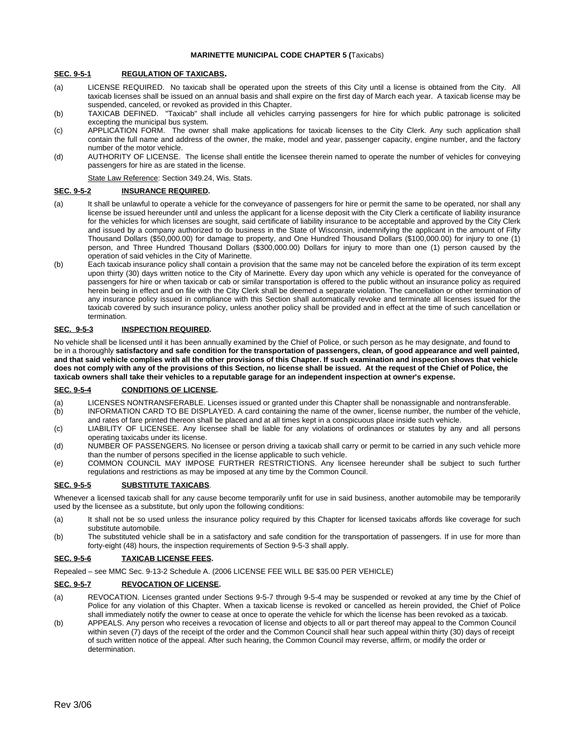# MARINETTE MUNICIPAL CODE CHAPTER 5 (Taxicabs)

## SEC. 9-5-1 REGULATION OF TAXICABS.

(a) LICENSE REQUIRED. No taxicab shall be operated upon the streets of this City until a license is obtained from the City. All taxicab licenses shall be issued on an annual basis and shall expire on the first day of March each year. A taxicab license may be suspended, canceled, or revoked as provided in this Chapter.

(b) TAXICAB DEFINED. "Taxicab" shall include all vehicles carrying passengers for hire for which public patronage is solicited excepting the municipal bus system.

(c) APPLICATION FORM. The owner shall make applications for taxicab licenses to the City Clerk. Any such application shall contain the full name and address of the owner, the make, model and year, passenger capacity, engine number, and the factory number of the motor vehicle.

(d) AUTHORITY OF LICENSE. The license shall entitle the licensee therein named to operate the number of vehicles for conveying passengers for hire as are stated in the license.

State Law Reference: Section 349.24, Wis. Stats.

## SEC. 9-5-2 INSURANCE REQUIRED.

(a) It shall be unlawful to operate a vehicle for the conveyance of passengers for hire or permit the same to be operated, nor shall any license be issued hereunder until and unless the applicant for a license deposit with the City Clerk a certificate of liability insurance for the vehicles for which licenses are sought, said certificate of liability insurance to be acceptable and approved by the City Clerk and issued by a company authorized to do business in the State of Wisconsin, indemnifying the applicant in the amount of Fifty Thousand Dollars ($50,000.00) for damage to property, and One Hundred Thousand Dollars ($100,000.00) for injury to one (1) person, and Three Hundred Thousand Dollars ($300,000.00) Dollars for injury to more than one (1) person caused by the operation of said vehicles in the City of Marinette.

(b) Each taxicab insurance policy shall contain a provision that the same may not be canceled before the expiration of its term except upon thirty (30) days written notice to the City of Marinette. Every day upon which any vehicle is operated for the conveyance of passengers for hire or when taxicab or cab or similar transportation is offered to the public without an insurance policy as required herein being in effect and on file with the City Clerk shall be deemed a separate violation. The cancellation or other termination of any insurance policy issued in compliance with this Section shall automatically revoke and terminate all licenses issued for the taxicab covered by such insurance policy, unless another policy shall be provided and in effect at the time of such cancellation or termination.

## SEC. 9-5-3 INSPECTION REQUIRED.

No vehicle shall be licensed until it has been annually examined by the Chief of Police, or such person as he may designate, and found to be in a thoroughly **satisfactory and safe condition for the transportation of passengers, clean, of good appearance and well painted, and that said vehicle complies with all the other provisions of this Chapter. If such examination and inspection shows that vehicle does not comply with any of the provisions of this Section, no license shall be issued. At the request of the Chief of Police, the taxicab owners shall take their vehicles to a reputable garage for an independent inspection at owner's expense.**

## SEC. 9-5-4 CONDITIONS OF LICENSE.

(a) LICENSES NONTRANSFERABLE. Licenses issued or granted under this Chapter shall be nonassignable and nontransferable.

(b) INFORMATION CARD TO BE DISPLAYED. A card containing the name of the owner, license number, the number of the vehicle, and rates of fare printed thereon shall be placed and at all times kept in a conspicuous place inside such vehicle.

(c) LIABILITY OF LICENSEE. Any licensee shall be liable for any violations of ordinances or statutes by any and all persons operating taxicabs under its license.

(d) NUMBER OF PASSENGERS. No licensee or person driving a taxicab shall carry or permit to be carried in any such vehicle more than the number of persons specified in the license applicable to such vehicle.

(e) COMMON COUNCIL MAY IMPOSE FURTHER RESTRICTIONS. Any licensee hereunder shall be subject to such further regulations and restrictions as may be imposed at any time by the Common Council.

## SEC. 9-5-5 SUBSTITUTE TAXICABS.

Whenever a licensed taxicab shall for any cause become temporarily unfit for use in said business, another automobile may be temporarily used by the licensee as a substitute, but only upon the following conditions:

(a) It shall not be so used unless the insurance policy required by this Chapter for licensed taxicabs affords like coverage for such substitute automobile.

(b) The substituted vehicle shall be in a satisfactory and safe condition for the transportation of passengers. If in use for more than forty-eight (48) hours, the inspection requirements of Section 9-5-3 shall apply.

## SEC. 9-5-6 TAXICAB LICENSE FEES.

Repealed – see MMC Sec. 9-13-2 Schedule A. (2006 LICENSE FEE WILL BE $35.00 PER VEHICLE)

## SEC. 9-5-7 REVOCATION OF LICENSE.

(a) REVOCATION. Licenses granted under Sections 9-5-7 through 9-5-4 may be suspended or revoked at any time by the Chief of Police for any violation of this Chapter. When a taxicab license is revoked or cancelled as herein provided, the Chief of Police shall immediately notify the owner to cease at once to operate the vehicle for which the license has been revoked as a taxicab.

(b) APPEALS. Any person who receives a revocation of license and objects to all or part thereof may appeal to the Common Council within seven (7) days of the receipt of the order and the Common Council shall hear such appeal within thirty (30) days of receipt of such written notice of the appeal. After such hearing, the Common Council may reverse, affirm, or modify the order or determination.

Rev 3/06